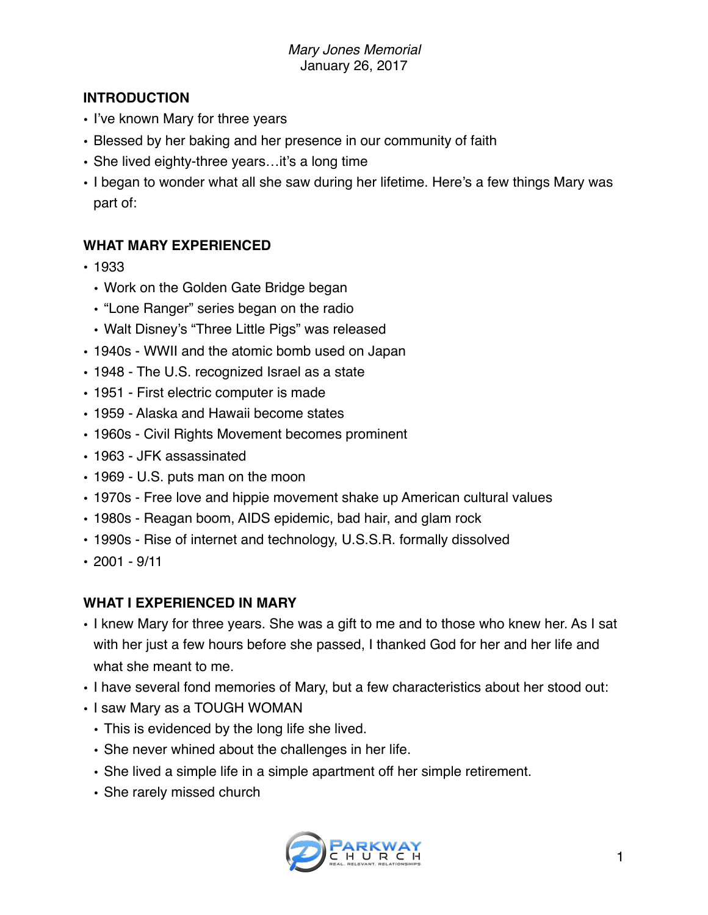*Mary Jones Memorial*
January 26, 2017

## INTRODUCTION

- I've known Mary for three years
- Blessed by her baking and her presence in our community of faith
- She lived eighty-three years…it's a long time
- I began to wonder what all she saw during her lifetime. Here's a few things Mary was part of:

## WHAT MARY EXPERIENCED

- 1933
  - Work on the Golden Gate Bridge began
  - "Lone Ranger" series began on the radio
  - Walt Disney's "Three Little Pigs" was released
- 1940s - WWII and the atomic bomb used on Japan
- 1948 - The U.S. recognized Israel as a state
- 1951 - First electric computer is made
- 1959 - Alaska and Hawaii become states
- 1960s - Civil Rights Movement becomes prominent
- 1963 - JFK assassinated
- 1969 - U.S. puts man on the moon
- 1970s - Free love and hippie movement shake up American cultural values
- 1980s - Reagan boom, AIDS epidemic, bad hair, and glam rock
- 1990s - Rise of internet and technology, U.S.S.R. formally dissolved
- 2001 - 9/11

## WHAT I EXPERIENCED IN MARY

- I knew Mary for three years. She was a gift to me and to those who knew her. As I sat with her just a few hours before she passed, I thanked God for her and her life and what she meant to me.
- I have several fond memories of Mary, but a few characteristics about her stood out:
- I saw Mary as a TOUGH WOMAN
  - This is evidenced by the long life she lived.
  - She never whined about the challenges in her life.
  - She lived a simple life in a simple apartment off her simple retirement.
  - She rarely missed church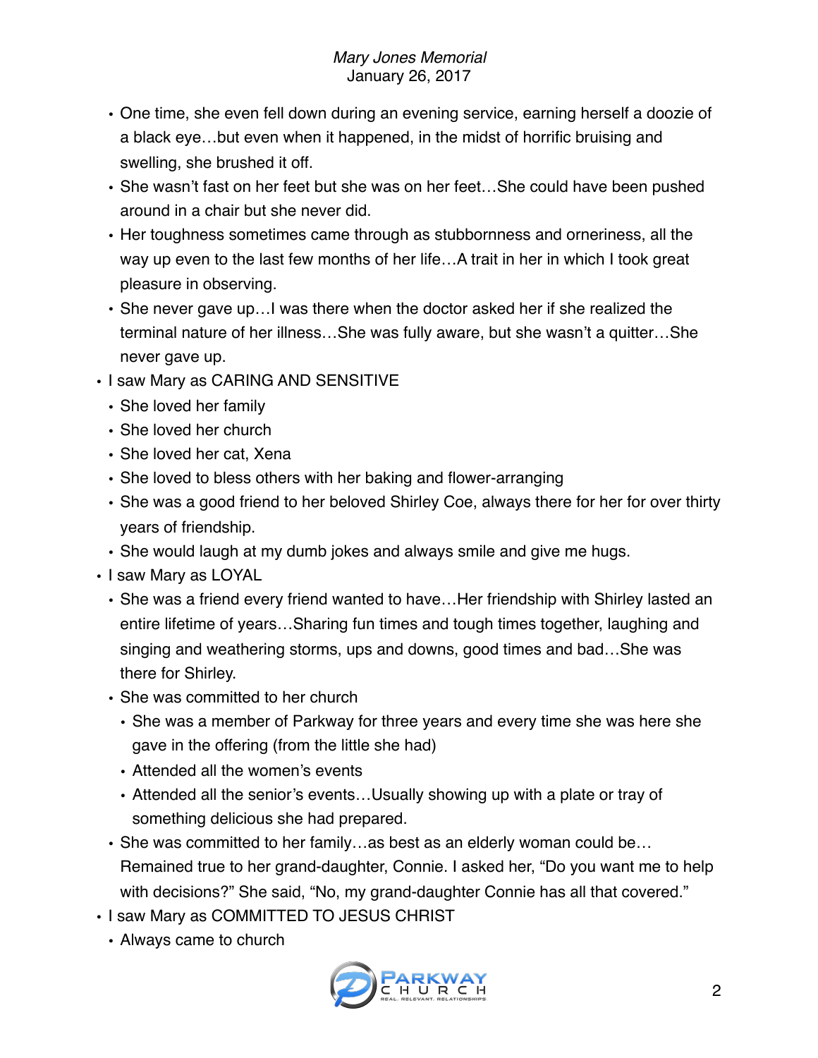- One time, she even fell down during an evening service, earning herself a doozie of a black eye…but even when it happened, in the midst of horrific bruising and swelling, she brushed it off.
- She wasn't fast on her feet but she was on her feet…She could have been pushed around in a chair but she never did.
- Her toughness sometimes came through as stubbornness and orneriness, all the way up even to the last few months of her life…A trait in her in which I took great pleasure in observing.
- She never gave up…I was there when the doctor asked her if she realized the terminal nature of her illness…She was fully aware, but she wasn't a quitter…She never gave up.

- I saw Mary as CARING AND SENSITIVE
  - She loved her family
  - She loved her church
  - She loved her cat, Xena
  - She loved to bless others with her baking and flower-arranging
  - She was a good friend to her beloved Shirley Coe, always there for her for over thirty years of friendship.
  - She would laugh at my dumb jokes and always smile and give me hugs.
- I saw Mary as LOYAL
  - She was a friend every friend wanted to have…Her friendship with Shirley lasted an entire lifetime of years…Sharing fun times and tough times together, laughing and singing and weathering storms, ups and downs, good times and bad…She was there for Shirley.
  - She was committed to her church
    - She was a member of Parkway for three years and every time she was here she gave in the offering (from the little she had)
    - Attended all the women's events
    - Attended all the senior's events…Usually showing up with a plate or tray of something delicious she had prepared.
  - She was committed to her family…as best as an elderly woman could be… Remained true to her grand-daughter, Connie. I asked her, "Do you want me to help with decisions?" She said, "No, my grand-daughter Connie has all that covered."
- I saw Mary as COMMITTED TO JESUS CHRIST
  - Always came to church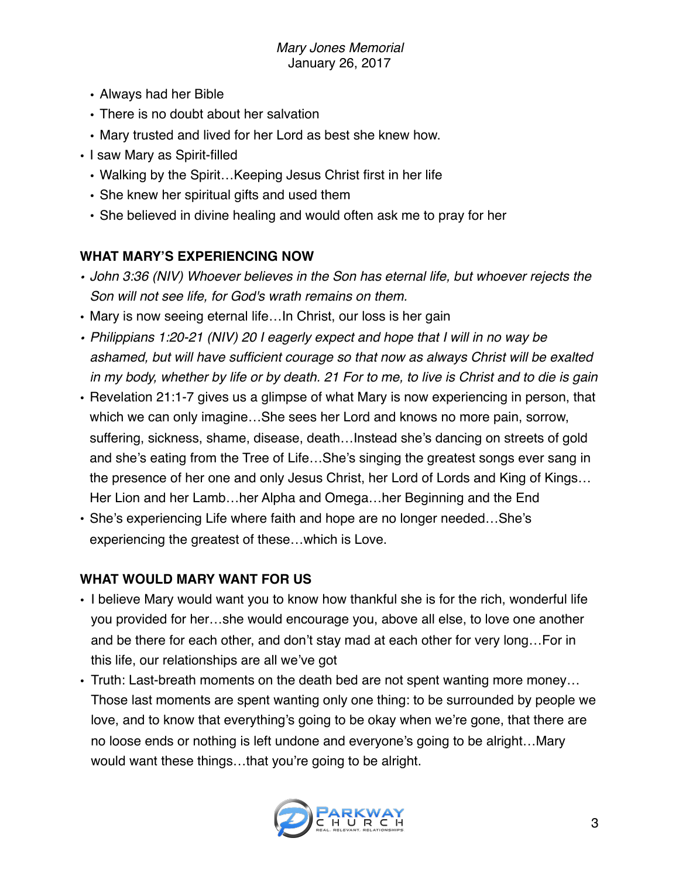- Always had her Bible
  - There is no doubt about her salvation
  - Mary trusted and lived for her Lord as best she knew how.
- I saw Mary as Spirit-filled
  - Walking by the Spirit…Keeping Jesus Christ first in her life
  - She knew her spiritual gifts and used them
  - She believed in divine healing and would often ask me to pray for her

**WHAT MARY'S EXPERIENCING NOW**

- *John 3:36 (NIV) Whoever believes in the Son has eternal life, but whoever rejects the Son will not see life, for God's wrath remains on them.*
- Mary is now seeing eternal life…In Christ, our loss is her gain
- *Philippians 1:20-21 (NIV) 20 I eagerly expect and hope that I will in no way be ashamed, but will have sufficient courage so that now as always Christ will be exalted in my body, whether by life or by death. 21 For to me, to live is Christ and to die is gain*
- Revelation 21:1-7 gives us a glimpse of what Mary is now experiencing in person, that which we can only imagine…She sees her Lord and knows no more pain, sorrow, suffering, sickness, shame, disease, death…Instead she's dancing on streets of gold and she's eating from the Tree of Life…She's singing the greatest songs ever sang in the presence of her one and only Jesus Christ, her Lord of Lords and King of Kings… Her Lion and her Lamb…her Alpha and Omega…her Beginning and the End
- She's experiencing Life where faith and hope are no longer needed…She's experiencing the greatest of these…which is Love.

**WHAT WOULD MARY WANT FOR US**

- I believe Mary would want you to know how thankful she is for the rich, wonderful life you provided for her…she would encourage you, above all else, to love one another and be there for each other, and don't stay mad at each other for very long…For in this life, our relationships are all we've got
- Truth: Last-breath moments on the death bed are not spent wanting more money… Those last moments are spent wanting only one thing: to be surrounded by people we love, and to know that everything's going to be okay when we're gone, that there are no loose ends or nothing is left undone and everyone's going to be alright…Mary would want these things…that you're going to be alright.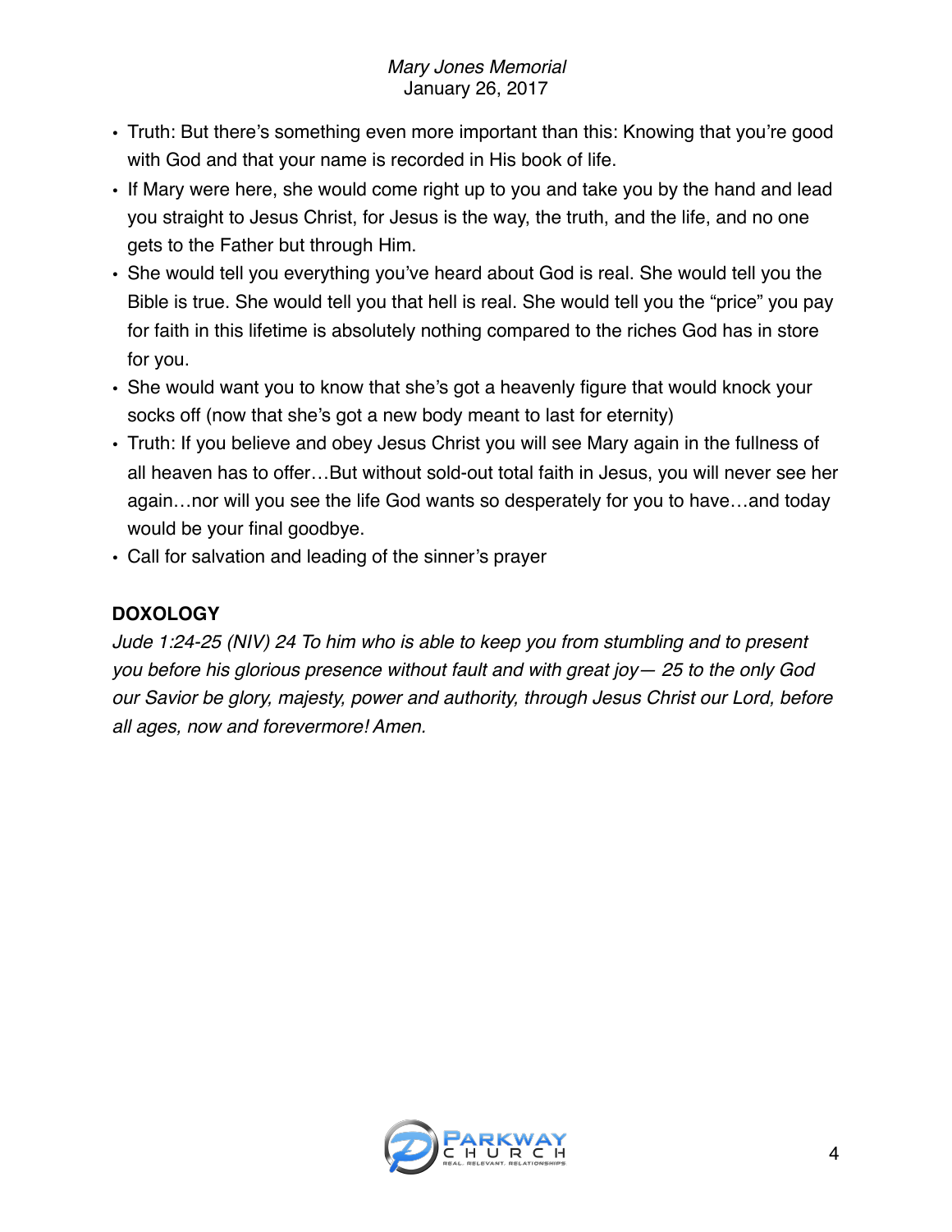- Truth: But there's something even more important than this: Knowing that you're good with God and that your name is recorded in His book of life.
- If Mary were here, she would come right up to you and take you by the hand and lead you straight to Jesus Christ, for Jesus is the way, the truth, and the life, and no one gets to the Father but through Him.
- She would tell you everything you've heard about God is real. She would tell you the Bible is true. She would tell you that hell is real. She would tell you the "price" you pay for faith in this lifetime is absolutely nothing compared to the riches God has in store for you.
- She would want you to know that she's got a heavenly figure that would knock your socks off (now that she's got a new body meant to last for eternity)
- Truth: If you believe and obey Jesus Christ you will see Mary again in the fullness of all heaven has to offer…But without sold-out total faith in Jesus, you will never see her again…nor will you see the life God wants so desperately for you to have…and today would be your final goodbye.
- Call for salvation and leading of the sinner's prayer

**DOXOLOGY**

*Jude 1:24-25 (NIV) 24 To him who is able to keep you from stumbling and to present you before his glorious presence without fault and with great joy— 25 to the only God our Savior be glory, majesty, power and authority, through Jesus Christ our Lord, before all ages, now and forevermore! Amen.*